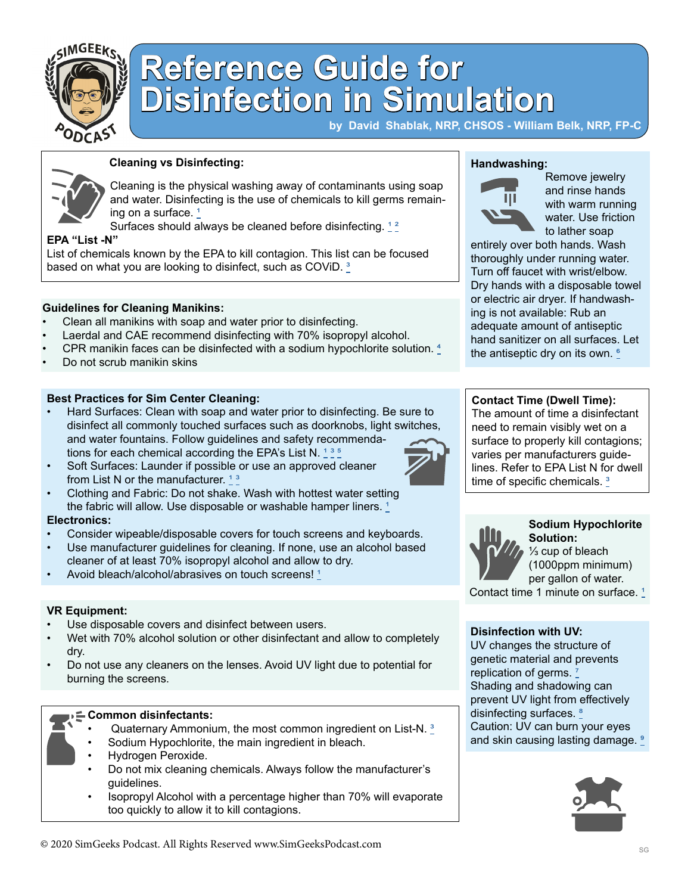# Reference Guide for Disinfection in Simulation

by David Shablak, NRP, CHSOS - William Belk, NRP, FP-C

### Cleaning vs Disinfecting:

Cleaning is the physical washing away of contaminants using soap and water. Disinfecting is the use of chemicals to kill germs remaining on a surface. [1]

Surfaces should always be cleaned before disinfecting. [1 2]

**EPA "List -N"**

List of chemicals known by the EPA to kill contagion. This list can be focused based on what you are looking to disinfect, such as COViD. [3]

### Guidelines for Cleaning Manikins:

- Clean all manikins with soap and water prior to disinfecting.
- Laerdal and CAE recommend disinfecting with 70% isopropyl alcohol.
- CPR manikin faces can be disinfected with a sodium hypochlorite solution. [4]
- Do not scrub manikin skins

### Best Practices for Sim Center Cleaning:

- Hard Surfaces: Clean with soap and water prior to disinfecting. Be sure to disinfect all commonly touched surfaces such as doorknobs, light switches, and water fountains. Follow guidelines and safety recommendations for each chemical according the EPA's List N. [1 3 5]
- Soft Surfaces: Launder if possible or use an approved cleaner from List N or the manufacturer. [1 3]
- Clothing and Fabric: Do not shake. Wash with hottest water setting the fabric will allow. Use disposable or washable hamper liners. [1]

**Electronics:**

- Consider wipeable/disposable covers for touch screens and keyboards.
- Use manufacturer guidelines for cleaning. If none, use an alcohol based cleaner of at least 70% isopropyl alcohol and allow to dry.
- Avoid bleach/alcohol/abrasives on touch screens! [1]

### VR Equipment:

- Use disposable covers and disinfect between users.
- Wet with 70% alcohol solution or other disinfectant and allow to completely dry.
- Do not use any cleaners on the lenses. Avoid UV light due to potential for burning the screens.

### Common disinfectants:

- Quaternary Ammonium, the most common ingredient on List-N. [3]
- Sodium Hypochlorite, the main ingredient in bleach.
- Hydrogen Peroxide.
- Do not mix cleaning chemicals. Always follow the manufacturer's guidelines.
- Isopropyl Alcohol with a percentage higher than 70% will evaporate too quickly to allow it to kill contagions.

### Handwashing:

Remove jewelry and rinse hands with warm running water. Use friction to lather soap entirely over both hands. Wash thoroughly under running water. Turn off faucet with wrist/elbow. Dry hands with a disposable towel or electric air dryer. If handwashing is not available: Rub an adequate amount of antiseptic hand sanitizer on all surfaces. Let the antiseptic dry on its own. [6]

### Contact Time (Dwell Time):

The amount of time a disinfectant need to remain visibly wet on a surface to properly kill contagions; varies per manufacturers guidelines. Refer to EPA List N for dwell time of specific chemicals. [3]

### Sodium Hypochlorite Solution:

⅓ cup of bleach (1000ppm minimum) per gallon of water. Contact time 1 minute on surface. [1]

### Disinfection with UV:

UV changes the structure of genetic material and prevents replication of germs. [7]

Shading and shadowing can prevent UV light from effectively disinfecting surfaces. [8]

Caution: UV can burn your eyes and skin causing lasting damage. [9]

© 2020 SimGeeks Podcast. All Rights Reserved www.SimGeeksPodcast.com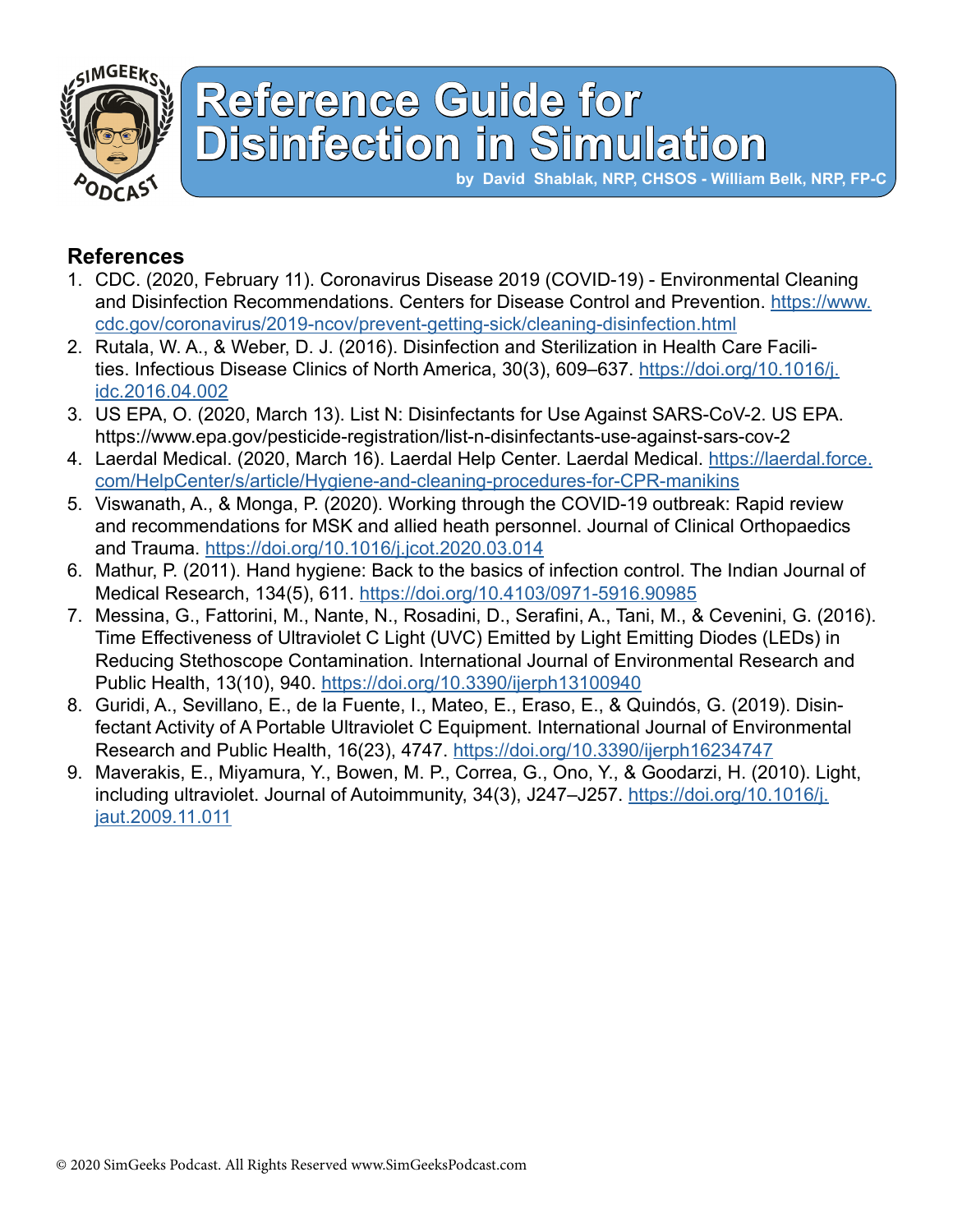# Reference Guide for Disinfection in Simulation

by David Shablak, NRP, CHSOS - William Belk, NRP, FP-C

## References

1. CDC. (2020, February 11). Coronavirus Disease 2019 (COVID-19) - Environmental Cleaning and Disinfection Recommendations. Centers for Disease Control and Prevention. https://www.cdc.gov/coronavirus/2019-ncov/prevent-getting-sick/cleaning-disinfection.html
2. Rutala, W. A., & Weber, D. J. (2016). Disinfection and Sterilization in Health Care Facilities. Infectious Disease Clinics of North America, 30(3), 609–637. https://doi.org/10.1016/j.idc.2016.04.002
3. US EPA, O. (2020, March 13). List N: Disinfectants for Use Against SARS-CoV-2. US EPA. https://www.epa.gov/pesticide-registration/list-n-disinfectants-use-against-sars-cov-2
4. Laerdal Medical. (2020, March 16). Laerdal Help Center. Laerdal Medical. https://laerdal.force.com/HelpCenter/s/article/Hygiene-and-cleaning-procedures-for-CPR-manikins
5. Viswanath, A., & Monga, P. (2020). Working through the COVID-19 outbreak: Rapid review and recommendations for MSK and allied heath personnel. Journal of Clinical Orthopaedics and Trauma. https://doi.org/10.1016/j.jcot.2020.03.014
6. Mathur, P. (2011). Hand hygiene: Back to the basics of infection control. The Indian Journal of Medical Research, 134(5), 611. https://doi.org/10.4103/0971-5916.90985
7. Messina, G., Fattorini, M., Nante, N., Rosadini, D., Serafini, A., Tani, M., & Cevenini, G. (2016). Time Effectiveness of Ultraviolet C Light (UVC) Emitted by Light Emitting Diodes (LEDs) in Reducing Stethoscope Contamination. International Journal of Environmental Research and Public Health, 13(10), 940. https://doi.org/10.3390/ijerph13100940
8. Guridi, A., Sevillano, E., de la Fuente, I., Mateo, E., Eraso, E., & Quindós, G. (2019). Disinfectant Activity of A Portable Ultraviolet C Equipment. International Journal of Environmental Research and Public Health, 16(23), 4747. https://doi.org/10.3390/ijerph16234747
9. Maverakis, E., Miyamura, Y., Bowen, M. P., Correa, G., Ono, Y., & Goodarzi, H. (2010). Light, including ultraviolet. Journal of Autoimmunity, 34(3), J247–J257. https://doi.org/10.1016/j.jaut.2009.11.011

© 2020 SimGeeks Podcast. All Rights Reserved www.SimGeeksPodcast.com